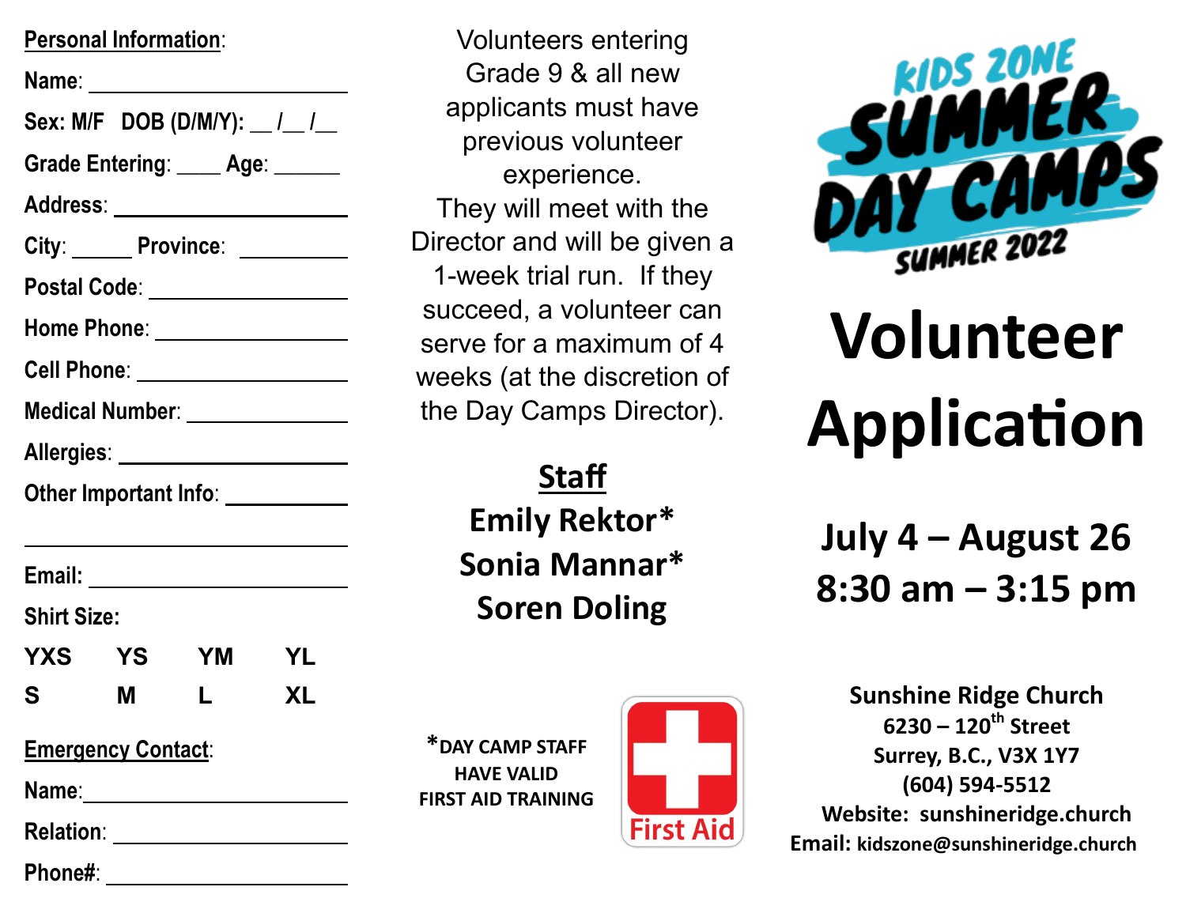**Personal Information**:

Name: ______________________

Sex: M/F DOB (D/M/Y): __ /__ /__

Grade Entering: ____ Age: ______

Address: ______________________

City: _____ Province: _________

Postal Code: __________________

Home Phone: __________________

Cell Phone: ___________________

Medical Number: _______________

Allergies: _____________________

Other Important Info: ___________

______________________________

Email: ________________________

Shirt Size:

| YXS | YS | YM | YL |
|---|---|---|---|
| S | M | L | XL |

**Emergency Contact**:

Name: ________________________

Relation: ______________________

Phone#: ______________________

Volunteers entering Grade 9 & all new applicants must have previous volunteer experience. They will meet with the Director and will be given a 1-week trial run. If they succeed, a volunteer can serve for a maximum of 4 weeks (at the discretion of the Day Camps Director).

## Staff

**Emily Rektor***
**Sonia Mannar***
**Soren Doling**

*DAY CAMP STAFF HAVE VALID FIRST AID TRAINING

First Aid

KIDS ZONE SUMMER DAY CAMPS SUMMER 2022

# Volunteer Application

## July 4 – August 26
## 8:30 am – 3:15 pm

**Sunshine Ridge Church**
**6230 – 120th Street**
**Surrey, B.C., V3X 1Y7**
**(604) 594-5512**
**Website: sunshineridge.church**
**Email: kidszone@sunshineridge.church**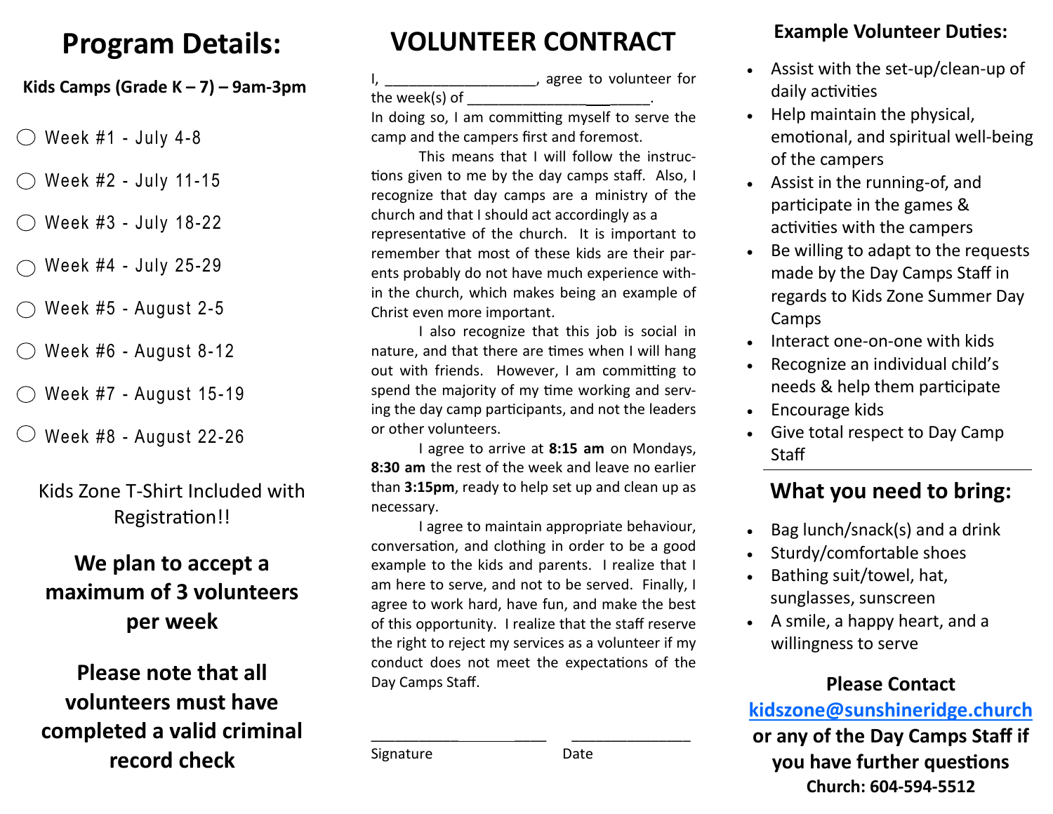# Program Details:

**Kids Camps (Grade K – 7) – 9am-3pm**

- ◯ Week #1 - July 4-8
- ◯ Week #2 - July 11-15
- ◯ Week #3 - July 18-22
- ◯ Week #4 - July 25-29
- ◯ Week #5 - August 2-5
- ◯ Week #6 - August 8-12
- ◯ Week #7 - August 15-19
- ◯ Week #8 - August 22-26

Kids Zone T-Shirt Included with Registration!!

**We plan to accept a maximum of 3 volunteers per week**

**Please note that all volunteers must have completed a valid criminal record check**

# VOLUNTEER CONTRACT

I, ___________________, agree to volunteer for the week(s) of ______________________.
In doing so, I am committing myself to serve the camp and the campers first and foremost.

This means that I will follow the instructions given to me by the day camps staff. Also, I recognize that day camps are a ministry of the church and that I should act accordingly as a representative of the church. It is important to remember that most of these kids are their parents probably do not have much experience within the church, which makes being an example of Christ even more important.

I also recognize that this job is social in nature, and that there are times when I will hang out with friends. However, I am committing to spend the majority of my time working and serving the day camp participants, and not the leaders or other volunteers.

I agree to arrive at **8:15 am** on Mondays, **8:30 am** the rest of the week and leave no earlier than **3:15pm**, ready to help set up and clean up as necessary.

I agree to maintain appropriate behaviour, conversation, and clothing in order to be a good example to the kids and parents. I realize that I am here to serve, and not to be served. Finally, I agree to work hard, have fun, and make the best of this opportunity. I realize that the staff reserve the right to reject my services as a volunteer if my conduct does not meet the expectations of the Day Camps Staff.

______________________ ______________
Signature Date

## Example Volunteer Duties:

- Assist with the set-up/clean-up of daily activities
- Help maintain the physical, emotional, and spiritual well-being of the campers
- Assist in the running-of, and participate in the games & activities with the campers
- Be willing to adapt to the requests made by the Day Camps Staff in regards to Kids Zone Summer Day Camps
- Interact one-on-one with kids
- Recognize an individual child's needs & help them participate
- Encourage kids
- Give total respect to Day Camp Staff

## What you need to bring:

- Bag lunch/snack(s) and a drink
- Sturdy/comfortable shoes
- Bathing suit/towel, hat, sunglasses, sunscreen
- A smile, a happy heart, and a willingness to serve

**Please Contact**
**kidszone@sunshineridge.church**
**or any of the Day Camps Staff if you have further questions**
**Church: 604-594-5512**